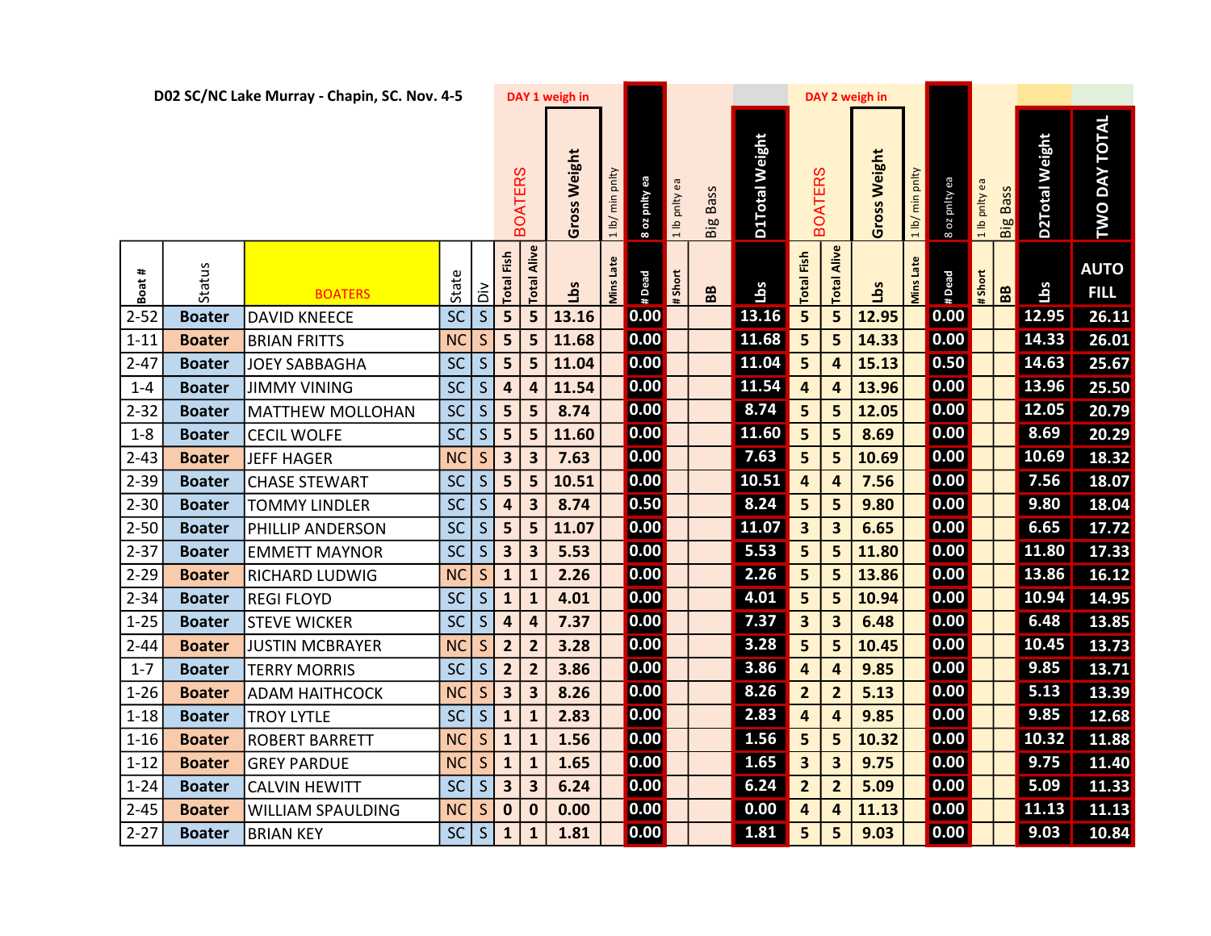**D02 SC/NC Lake Murray - Chapin, SC. Nov. 4-5**

| | | | | | DAY 1 weigh in | | | | | | | | DAY 2 weigh in | | | | | | | | | |
|---|---|---|---|---|---|---|---|---|---|---|---|---|---|---|---|---|---|---|---|---|---|---|
| | | | | | BOATERS | | Gross Weight | 1 lb/ min pnlty | 8 oz pnlty ea | 1 lb pnlty ea | Big Bass | D1Total Weight | BOATERS | | Gross Weight | 1 lb/ min pnlty | 8 oz pnlty ea | 1 lb pnlty ea | Big Bass | D2Total Weight | TWO DAY TOTAL |
| Boat # | Status | BOATERS | State | Div | Total Fish | Total Alive | Lbs | Mins Late | # Dead | # Short | BB | Lbs | Total Fish | Total Alive | Lbs | Mins Late | # Dead | # Short | BB | Lbs | AUTO FILL |
| 2-52 | Boater | DAVID KNEECE | SC | S | 5 | 5 | 13.16 | | 0.00 | | | 13.16 | 5 | 5 | 12.95 | | 0.00 | | | 12.95 | 26.11 |
| 1-11 | Boater | BRIAN FRITTS | NC | S | 5 | 5 | 11.68 | | 0.00 | | | 11.68 | 5 | 5 | 14.33 | | 0.00 | | | 14.33 | 26.01 |
| 2-47 | Boater | JOEY SABBAGHA | SC | S | 5 | 5 | 11.04 | | 0.00 | | | 11.04 | 5 | 4 | 15.13 | | 0.50 | | | 14.63 | 25.67 |
| 1-4 | Boater | JIMMY VINING | SC | S | 4 | 4 | 11.54 | | 0.00 | | | 11.54 | 4 | 4 | 13.96 | | 0.00 | | | 13.96 | 25.50 |
| 2-32 | Boater | MATTHEW MOLLOHAN | SC | S | 5 | 5 | 8.74 | | 0.00 | | | 8.74 | 5 | 5 | 12.05 | | 0.00 | | | 12.05 | 20.79 |
| 1-8 | Boater | CECIL WOLFE | SC | S | 5 | 5 | 11.60 | | 0.00 | | | 11.60 | 5 | 5 | 8.69 | | 0.00 | | | 8.69 | 20.29 |
| 2-43 | Boater | JEFF HAGER | NC | S | 3 | 3 | 7.63 | | 0.00 | | | 7.63 | 5 | 5 | 10.69 | | 0.00 | | | 10.69 | 18.32 |
| 2-39 | Boater | CHASE STEWART | SC | S | 5 | 5 | 10.51 | | 0.00 | | | 10.51 | 4 | 4 | 7.56 | | 0.00 | | | 7.56 | 18.07 |
| 2-30 | Boater | TOMMY LINDLER | SC | S | 4 | 3 | 8.74 | | 0.50 | | | 8.24 | 5 | 5 | 9.80 | | 0.00 | | | 9.80 | 18.04 |
| 2-50 | Boater | PHILLIP ANDERSON | SC | S | 5 | 5 | 11.07 | | 0.00 | | | 11.07 | 3 | 3 | 6.65 | | 0.00 | | | 6.65 | 17.72 |
| 2-37 | Boater | EMMETT MAYNOR | SC | S | 3 | 3 | 5.53 | | 0.00 | | | 5.53 | 5 | 5 | 11.80 | | 0.00 | | | 11.80 | 17.33 |
| 2-29 | Boater | RICHARD LUDWIG | NC | S | 1 | 1 | 2.26 | | 0.00 | | | 2.26 | 5 | 5 | 13.86 | | 0.00 | | | 13.86 | 16.12 |
| 2-34 | Boater | REGI FLOYD | SC | S | 1 | 1 | 4.01 | | 0.00 | | | 4.01 | 5 | 5 | 10.94 | | 0.00 | | | 10.94 | 14.95 |
| 1-25 | Boater | STEVE WICKER | SC | S | 4 | 4 | 7.37 | | 0.00 | | | 7.37 | 3 | 3 | 6.48 | | 0.00 | | | 6.48 | 13.85 |
| 2-44 | Boater | JUSTIN MCBRAYER | NC | S | 2 | 2 | 3.28 | | 0.00 | | | 3.28 | 5 | 5 | 10.45 | | 0.00 | | | 10.45 | 13.73 |
| 1-7 | Boater | TERRY MORRIS | SC | S | 2 | 2 | 3.86 | | 0.00 | | | 3.86 | 4 | 4 | 9.85 | | 0.00 | | | 9.85 | 13.71 |
| 1-26 | Boater | ADAM HAITHCOCK | NC | S | 3 | 3 | 8.26 | | 0.00 | | | 8.26 | 2 | 2 | 5.13 | | 0.00 | | | 5.13 | 13.39 |
| 1-18 | Boater | TROY LYTLE | SC | S | 1 | 1 | 2.83 | | 0.00 | | | 2.83 | 4 | 4 | 9.85 | | 0.00 | | | 9.85 | 12.68 |
| 1-16 | Boater | ROBERT BARRETT | NC | S | 1 | 1 | 1.56 | | 0.00 | | | 1.56 | 5 | 5 | 10.32 | | 0.00 | | | 10.32 | 11.88 |
| 1-12 | Boater | GREY PARDUE | NC | S | 1 | 1 | 1.65 | | 0.00 | | | 1.65 | 3 | 3 | 9.75 | | 0.00 | | | 9.75 | 11.40 |
| 1-24 | Boater | CALVIN HEWITT | SC | S | 3 | 3 | 6.24 | | 0.00 | | | 6.24 | 2 | 2 | 5.09 | | 0.00 | | | 5.09 | 11.33 |
| 2-45 | Boater | WILLIAM SPAULDING | NC | S | 0 | 0 | 0.00 | | 0.00 | | | 0.00 | 4 | 4 | 11.13 | | 0.00 | | | 11.13 | 11.13 |
| 2-27 | Boater | BRIAN KEY | SC | S | 1 | 1 | 1.81 | | 0.00 | | | 1.81 | 5 | 5 | 9.03 | | 0.00 | | | 9.03 | 10.84 |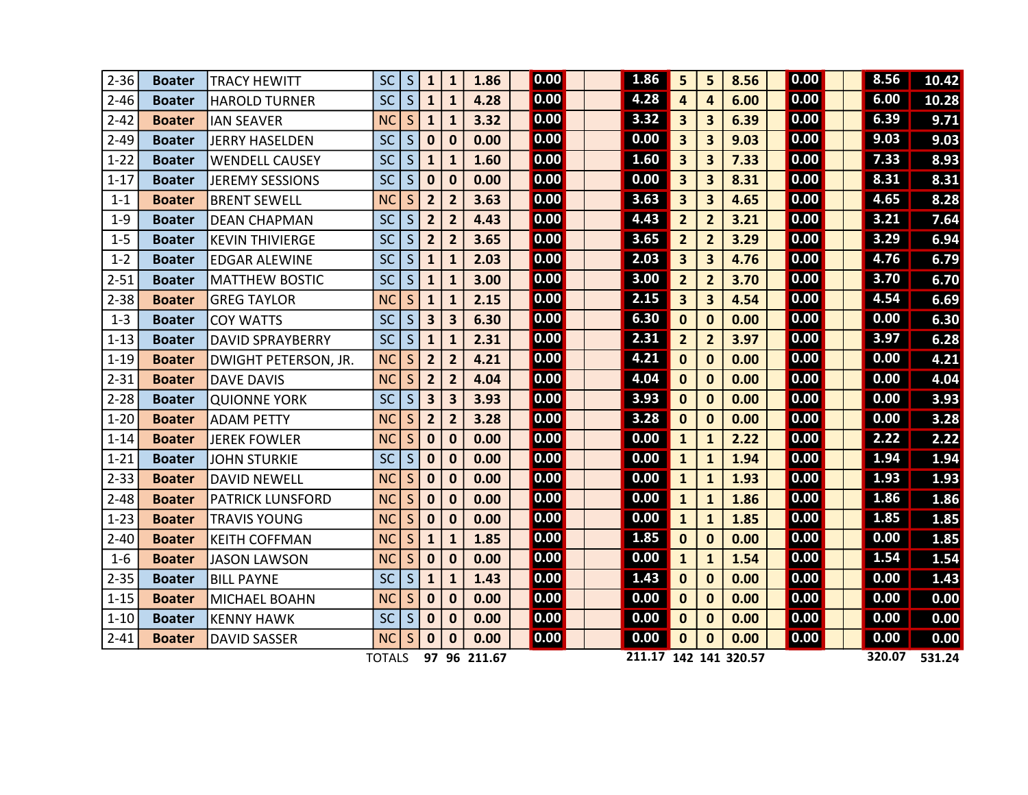| | | | | | | | | | | | | | | | | | | | | | |
|---|---|---|---|---|---|---|---|---|---|---|---|---|---|---|---|---|---|---|---|---|---|
| 2-36 | Boater | TRACY HEWITT | SC | S | 1 | 1 | 1.86 | | 0.00 | | | 1.86 | 5 | 5 | 8.56 | | 0.00 | | | 8.56 | 10.42 |
| 2-46 | Boater | HAROLD TURNER | SC | S | 1 | 1 | 4.28 | | 0.00 | | | 4.28 | 4 | 4 | 6.00 | | 0.00 | | | 6.00 | 10.28 |
| 2-42 | Boater | IAN SEAVER | NC | S | 1 | 1 | 3.32 | | 0.00 | | | 3.32 | 3 | 3 | 6.39 | | 0.00 | | | 6.39 | 9.71 |
| 2-49 | Boater | JERRY HASELDEN | SC | S | 0 | 0 | 0.00 | | 0.00 | | | 0.00 | 3 | 3 | 9.03 | | 0.00 | | | 9.03 | 9.03 |
| 1-22 | Boater | WENDELL CAUSEY | SC | S | 1 | 1 | 1.60 | | 0.00 | | | 1.60 | 3 | 3 | 7.33 | | 0.00 | | | 7.33 | 8.93 |
| 1-17 | Boater | JEREMY SESSIONS | SC | S | 0 | 0 | 0.00 | | 0.00 | | | 0.00 | 3 | 3 | 8.31 | | 0.00 | | | 8.31 | 8.31 |
| 1-1 | Boater | BRENT SEWELL | NC | S | 2 | 2 | 3.63 | | 0.00 | | | 3.63 | 3 | 3 | 4.65 | | 0.00 | | | 4.65 | 8.28 |
| 1-9 | Boater | DEAN CHAPMAN | SC | S | 2 | 2 | 4.43 | | 0.00 | | | 4.43 | 2 | 2 | 3.21 | | 0.00 | | | 3.21 | 7.64 |
| 1-5 | Boater | KEVIN THIVIERGE | SC | S | 2 | 2 | 3.65 | | 0.00 | | | 3.65 | 2 | 2 | 3.29 | | 0.00 | | | 3.29 | 6.94 |
| 1-2 | Boater | EDGAR ALEWINE | SC | S | 1 | 1 | 2.03 | | 0.00 | | | 2.03 | 3 | 3 | 4.76 | | 0.00 | | | 4.76 | 6.79 |
| 2-51 | Boater | MATTHEW BOSTIC | SC | S | 1 | 1 | 3.00 | | 0.00 | | | 3.00 | 2 | 2 | 3.70 | | 0.00 | | | 3.70 | 6.70 |
| 2-38 | Boater | GREG TAYLOR | NC | S | 1 | 1 | 2.15 | | 0.00 | | | 2.15 | 3 | 3 | 4.54 | | 0.00 | | | 4.54 | 6.69 |
| 1-3 | Boater | COY WATTS | SC | S | 3 | 3 | 6.30 | | 0.00 | | | 6.30 | 0 | 0 | 0.00 | | 0.00 | | | 0.00 | 6.30 |
| 1-13 | Boater | DAVID SPRAYBERRY | SC | S | 1 | 1 | 2.31 | | 0.00 | | | 2.31 | 2 | 2 | 3.97 | | 0.00 | | | 3.97 | 6.28 |
| 1-19 | Boater | DWIGHT PETERSON, JR. | NC | S | 2 | 2 | 4.21 | | 0.00 | | | 4.21 | 0 | 0 | 0.00 | | 0.00 | | | 0.00 | 4.21 |
| 2-31 | Boater | DAVE DAVIS | NC | S | 2 | 2 | 4.04 | | 0.00 | | | 4.04 | 0 | 0 | 0.00 | | 0.00 | | | 0.00 | 4.04 |
| 2-28 | Boater | QUIONNE YORK | SC | S | 3 | 3 | 3.93 | | 0.00 | | | 3.93 | 0 | 0 | 0.00 | | 0.00 | | | 0.00 | 3.93 |
| 1-20 | Boater | ADAM PETTY | NC | S | 2 | 2 | 3.28 | | 0.00 | | | 3.28 | 0 | 0 | 0.00 | | 0.00 | | | 0.00 | 3.28 |
| 1-14 | Boater | JEREK FOWLER | NC | S | 0 | 0 | 0.00 | | 0.00 | | | 0.00 | 1 | 1 | 2.22 | | 0.00 | | | 2.22 | 2.22 |
| 1-21 | Boater | JOHN STURKIE | SC | S | 0 | 0 | 0.00 | | 0.00 | | | 0.00 | 1 | 1 | 1.94 | | 0.00 | | | 1.94 | 1.94 |
| 2-33 | Boater | DAVID NEWELL | NC | S | 0 | 0 | 0.00 | | 0.00 | | | 0.00 | 1 | 1 | 1.93 | | 0.00 | | | 1.93 | 1.93 |
| 2-48 | Boater | PATRICK LUNSFORD | NC | S | 0 | 0 | 0.00 | | 0.00 | | | 0.00 | 1 | 1 | 1.86 | | 0.00 | | | 1.86 | 1.86 |
| 1-23 | Boater | TRAVIS YOUNG | NC | S | 0 | 0 | 0.00 | | 0.00 | | | 0.00 | 1 | 1 | 1.85 | | 0.00 | | | 1.85 | 1.85 |
| 2-40 | Boater | KEITH COFFMAN | NC | S | 1 | 1 | 1.85 | | 0.00 | | | 1.85 | 0 | 0 | 0.00 | | 0.00 | | | 0.00 | 1.85 |
| 1-6 | Boater | JASON LAWSON | NC | S | 0 | 0 | 0.00 | | 0.00 | | | 0.00 | 1 | 1 | 1.54 | | 0.00 | | | 1.54 | 1.54 |
| 2-35 | Boater | BILL PAYNE | SC | S | 1 | 1 | 1.43 | | 0.00 | | | 1.43 | 0 | 0 | 0.00 | | 0.00 | | | 0.00 | 1.43 |
| 1-15 | Boater | MICHAEL BOAHN | NC | S | 0 | 0 | 0.00 | | 0.00 | | | 0.00 | 0 | 0 | 0.00 | | 0.00 | | | 0.00 | 0.00 |
| 1-10 | Boater | KENNY HAWK | SC | S | 0 | 0 | 0.00 | | 0.00 | | | 0.00 | 0 | 0 | 0.00 | | 0.00 | | | 0.00 | 0.00 |
| 2-41 | Boater | DAVID SASSER | NC | S | 0 | 0 | 0.00 | | 0.00 | | | 0.00 | 0 | 0 | 0.00 | | 0.00 | | | 0.00 | 0.00 |
| | | | TOTALS | | 97 | 96 | 211.67 | | | | | 211.17 | 142 | 141 | 320.57 | | | | | 320.07 | 531.24 |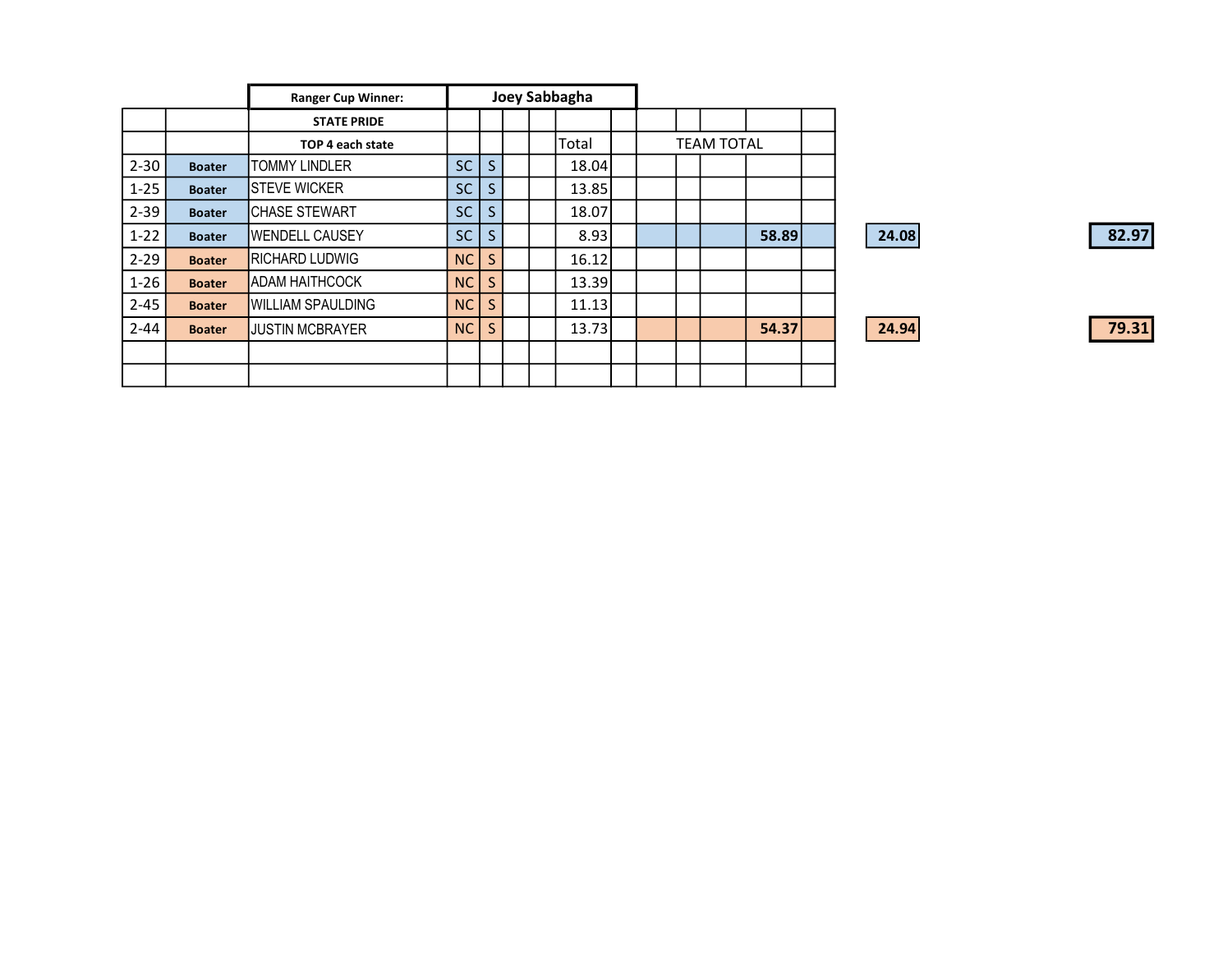| | | Ranger Cup Winner: | Joey Sabbagha | | | | | | | | | | | | |
|---|---|---|---|---|---|---|---|---|---|---|---|---|---|---|---|
| | | STATE PRIDE | | | | | | | | | | | | | |
| | | TOP 4 each state | | | | | Total | | TEAM TOTAL | | | | | | |
| 2-30 | Boater | TOMMY LINDLER | SC | S | | | 18.04 | | | | | | | | |
| 1-25 | Boater | STEVE WICKER | SC | S | | | 13.85 | | | | | | | | |
| 2-39 | Boater | CHASE STEWART | SC | S | | | 18.07 | | | | | | | | |
| 1-22 | Boater | WENDELL CAUSEY | SC | S | | | 8.93 | | | | | 58.89 | | 24.08 | 82.97 |
| 2-29 | Boater | RICHARD LUDWIG | NC | S | | | 16.12 | | | | | | | | |
| 1-26 | Boater | ADAM HAITHCOCK | NC | S | | | 13.39 | | | | | | | | |
| 2-45 | Boater | WILLIAM SPAULDING | NC | S | | | 11.13 | | | | | | | | |
| 2-44 | Boater | JUSTIN MCBRAYER | NC | S | | | 13.73 | | | | | 54.37 | | 24.94 | 79.31 |
| | | | | | | | | | | | | | | | |
| | | | | | | | | | | | | | | | |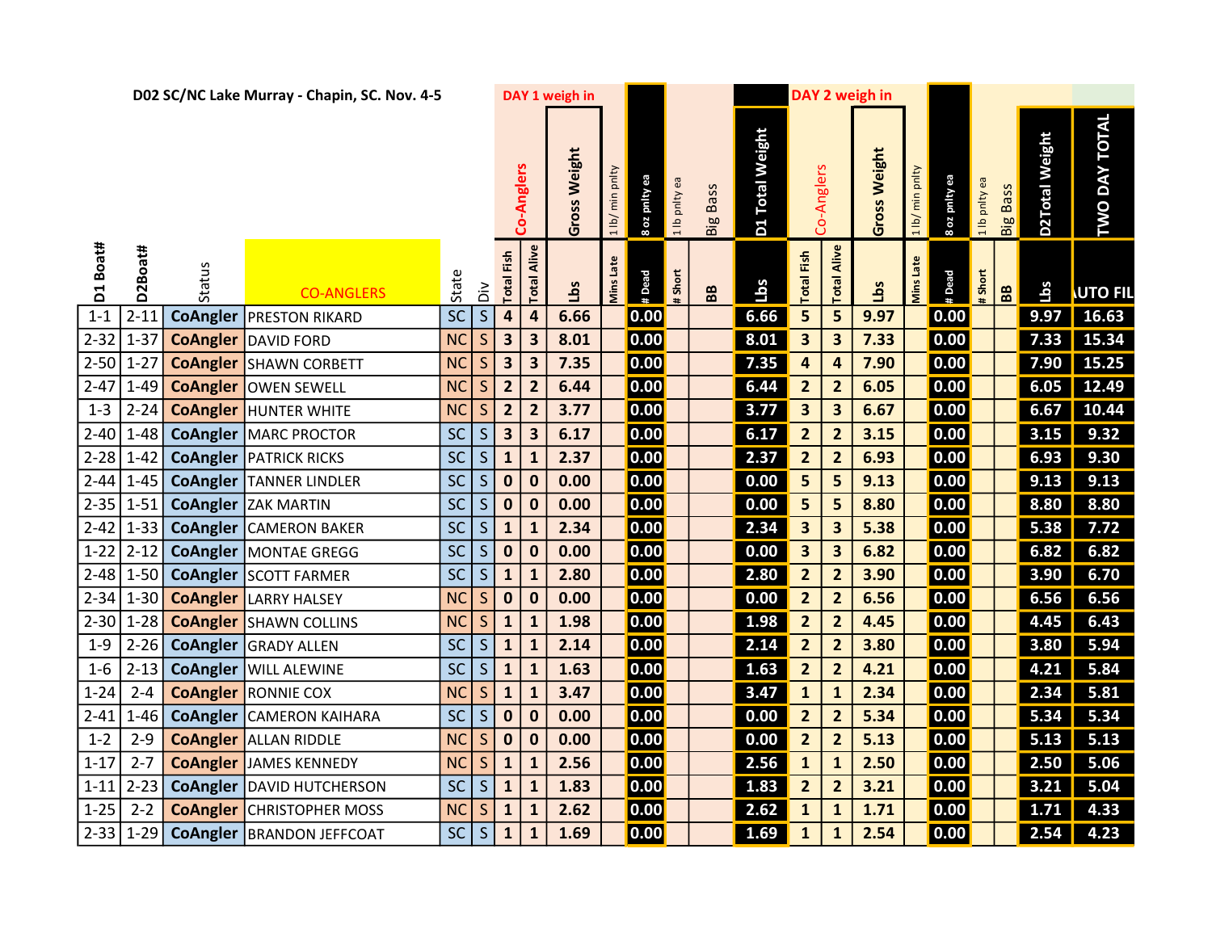## D02 SC/NC Lake Murray - Chapin, SC. Nov. 4-5

| | | | | | | DAY 1 weigh in | | | | | | | | | DAY 2 weigh in | | | | | | | | | |
|---|---|---|---|---|---|---|---|---|---|---|---|---|---|---|---|---|---|---|---|---|---|---|---|---|
| | | | | | | Co-Anglers | | Gross Weight | 1 lb/ min pnlty | 8 oz pnlty ea | 1 lb pnlty ea | Big Bass | D1 Total Weight | Co-Anglers | | Gross Weight | 1 lb/ min pnlty | 8 oz pnlty ea | 1 lb pnlty ea | Big Bass | D2Total Weight | TWO DAY TOTAL |
| D1 Boat# | D2Boat# | Status | CO-ANGLERS | State | Div | Total Fish | Total Alive | Lbs | Mins Late | # Dead | # Short | BB | Lbs | Total Fish | Total Alive | Lbs | Mins Late | # Dead | # Short | BB | Lbs | AUTO FIL |
| 1-1 | 2-11 | CoAngler | PRESTON RIKARD | SC | S | 4 | 4 | 6.66 | | 0.00 | | | 6.66 | 5 | 5 | 9.97 | | 0.00 | | | 9.97 | 16.63 |
| 2-32 | 1-37 | CoAngler | DAVID FORD | NC | S | 3 | 3 | 8.01 | | 0.00 | | | 8.01 | 3 | 3 | 7.33 | | 0.00 | | | 7.33 | 15.34 |
| 2-50 | 1-27 | CoAngler | SHAWN CORBETT | NC | S | 3 | 3 | 7.35 | | 0.00 | | | 7.35 | 4 | 4 | 7.90 | | 0.00 | | | 7.90 | 15.25 |
| 2-47 | 1-49 | CoAngler | OWEN SEWELL | NC | S | 2 | 2 | 6.44 | | 0.00 | | | 6.44 | 2 | 2 | 6.05 | | 0.00 | | | 6.05 | 12.49 |
| 1-3 | 2-24 | CoAngler | HUNTER WHITE | NC | S | 2 | 2 | 3.77 | | 0.00 | | | 3.77 | 3 | 3 | 6.67 | | 0.00 | | | 6.67 | 10.44 |
| 2-40 | 1-48 | CoAngler | MARC PROCTOR | SC | S | 3 | 3 | 6.17 | | 0.00 | | | 6.17 | 2 | 2 | 3.15 | | 0.00 | | | 3.15 | 9.32 |
| 2-28 | 1-42 | CoAngler | PATRICK RICKS | SC | S | 1 | 1 | 2.37 | | 0.00 | | | 2.37 | 2 | 2 | 6.93 | | 0.00 | | | 6.93 | 9.30 |
| 2-44 | 1-45 | CoAngler | TANNER LINDLER | SC | S | 0 | 0 | 0.00 | | 0.00 | | | 0.00 | 5 | 5 | 9.13 | | 0.00 | | | 9.13 | 9.13 |
| 2-35 | 1-51 | CoAngler | ZAK MARTIN | SC | S | 0 | 0 | 0.00 | | 0.00 | | | 0.00 | 5 | 5 | 8.80 | | 0.00 | | | 8.80 | 8.80 |
| 2-42 | 1-33 | CoAngler | CAMERON BAKER | SC | S | 1 | 1 | 2.34 | | 0.00 | | | 2.34 | 3 | 3 | 5.38 | | 0.00 | | | 5.38 | 7.72 |
| 1-22 | 2-12 | CoAngler | MONTAE GREGG | SC | S | 0 | 0 | 0.00 | | 0.00 | | | 0.00 | 3 | 3 | 6.82 | | 0.00 | | | 6.82 | 6.82 |
| 2-48 | 1-50 | CoAngler | SCOTT FARMER | SC | S | 1 | 1 | 2.80 | | 0.00 | | | 2.80 | 2 | 2 | 3.90 | | 0.00 | | | 3.90 | 6.70 |
| 2-34 | 1-30 | CoAngler | LARRY HALSEY | NC | S | 0 | 0 | 0.00 | | 0.00 | | | 0.00 | 2 | 2 | 6.56 | | 0.00 | | | 6.56 | 6.56 |
| 2-30 | 1-28 | CoAngler | SHAWN COLLINS | NC | S | 1 | 1 | 1.98 | | 0.00 | | | 1.98 | 2 | 2 | 4.45 | | 0.00 | | | 4.45 | 6.43 |
| 1-9 | 2-26 | CoAngler | GRADY ALLEN | SC | S | 1 | 1 | 2.14 | | 0.00 | | | 2.14 | 2 | 2 | 3.80 | | 0.00 | | | 3.80 | 5.94 |
| 1-6 | 2-13 | CoAngler | WILL ALEWINE | SC | S | 1 | 1 | 1.63 | | 0.00 | | | 1.63 | 2 | 2 | 4.21 | | 0.00 | | | 4.21 | 5.84 |
| 1-24 | 2-4 | CoAngler | RONNIE COX | NC | S | 1 | 1 | 3.47 | | 0.00 | | | 3.47 | 1 | 1 | 2.34 | | 0.00 | | | 2.34 | 5.81 |
| 2-41 | 1-46 | CoAngler | CAMERON KAIHARA | SC | S | 0 | 0 | 0.00 | | 0.00 | | | 0.00 | 2 | 2 | 5.34 | | 0.00 | | | 5.34 | 5.34 |
| 1-2 | 2-9 | CoAngler | ALLAN RIDDLE | NC | S | 0 | 0 | 0.00 | | 0.00 | | | 0.00 | 2 | 2 | 5.13 | | 0.00 | | | 5.13 | 5.13 |
| 1-17 | 2-7 | CoAngler | JAMES KENNEDY | NC | S | 1 | 1 | 2.56 | | 0.00 | | | 2.56 | 1 | 1 | 2.50 | | 0.00 | | | 2.50 | 5.06 |
| 1-11 | 2-23 | CoAngler | DAVID HUTCHERSON | SC | S | 1 | 1 | 1.83 | | 0.00 | | | 1.83 | 2 | 2 | 3.21 | | 0.00 | | | 3.21 | 5.04 |
| 1-25 | 2-2 | CoAngler | CHRISTOPHER MOSS | NC | S | 1 | 1 | 2.62 | | 0.00 | | | 2.62 | 1 | 1 | 1.71 | | 0.00 | | | 1.71 | 4.33 |
| 2-33 | 1-29 | CoAngler | BRANDON JEFFCOAT | SC | S | 1 | 1 | 1.69 | | 0.00 | | | 1.69 | 1 | 1 | 2.54 | | 0.00 | | | 2.54 | 4.23 |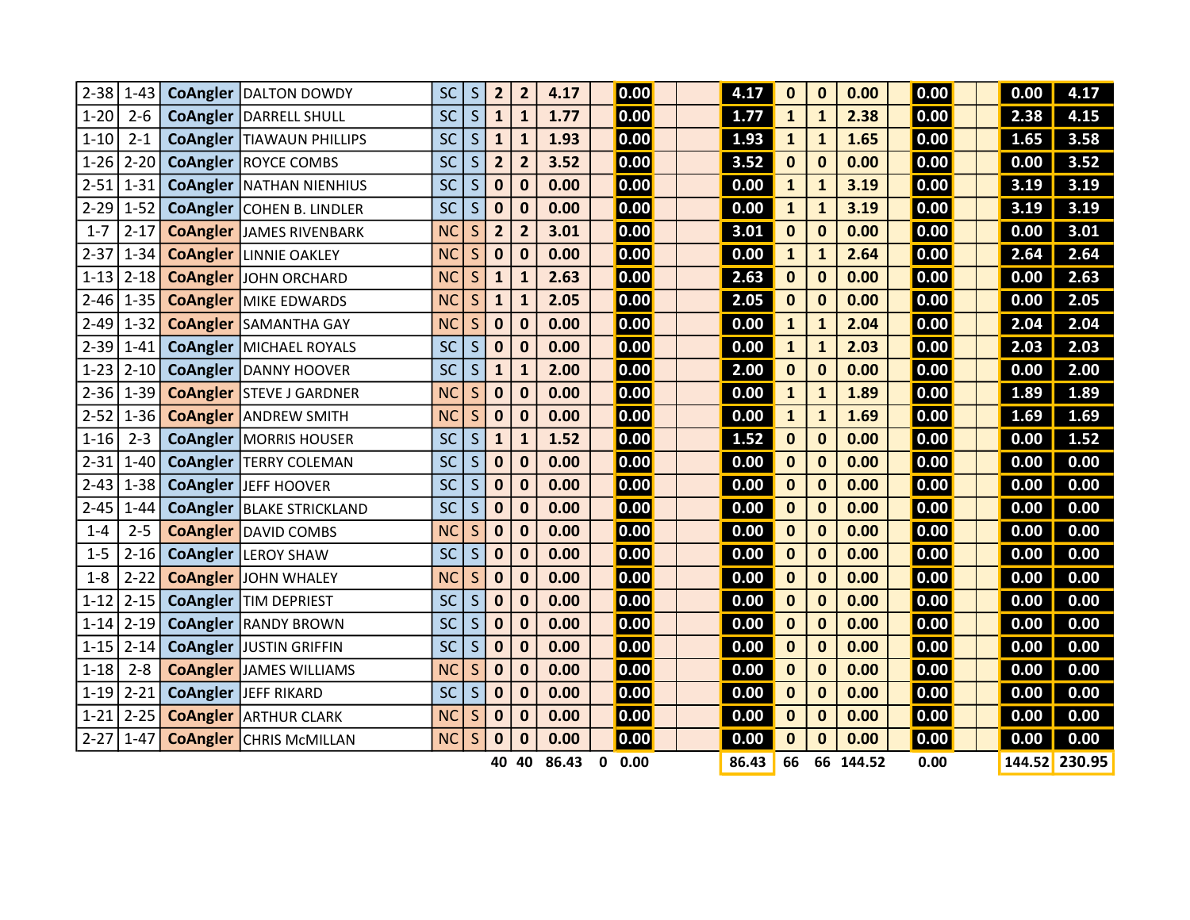| | | | | | | | | | | | | | | | | | | | | | | |
|---|---|---|---|---|---|---|---|---|---|---|---|---|---|---|---|---|---|---|---|---|---|---|
| 2-38 | 1-43 | CoAngler | DALTON DOWDY | SC | S | 2 | 2 | 4.17 | | 0.00 | | | 4.17 | 0 | 0 | 0.00 | | 0.00 | | | 0.00 | 4.17 |
| 1-20 | 2-6 | CoAngler | DARRELL SHULL | SC | S | 1 | 1 | 1.77 | | 0.00 | | | 1.77 | 1 | 1 | 2.38 | | 0.00 | | | 2.38 | 4.15 |
| 1-10 | 2-1 | CoAngler | TIAWAUN PHILLIPS | SC | S | 1 | 1 | 1.93 | | 0.00 | | | 1.93 | 1 | 1 | 1.65 | | 0.00 | | | 1.65 | 3.58 |
| 1-26 | 2-20 | CoAngler | ROYCE COMBS | SC | S | 2 | 2 | 3.52 | | 0.00 | | | 3.52 | 0 | 0 | 0.00 | | 0.00 | | | 0.00 | 3.52 |
| 2-51 | 1-31 | CoAngler | NATHAN NIENHIUS | SC | S | 0 | 0 | 0.00 | | 0.00 | | | 0.00 | 1 | 1 | 3.19 | | 0.00 | | | 3.19 | 3.19 |
| 2-29 | 1-52 | CoAngler | COHEN B. LINDLER | SC | S | 0 | 0 | 0.00 | | 0.00 | | | 0.00 | 1 | 1 | 3.19 | | 0.00 | | | 3.19 | 3.19 |
| 1-7 | 2-17 | CoAngler | JAMES RIVENBARK | NC | S | 2 | 2 | 3.01 | | 0.00 | | | 3.01 | 0 | 0 | 0.00 | | 0.00 | | | 0.00 | 3.01 |
| 2-37 | 1-34 | CoAngler | LINNIE OAKLEY | NC | S | 0 | 0 | 0.00 | | 0.00 | | | 0.00 | 1 | 1 | 2.64 | | 0.00 | | | 2.64 | 2.64 |
| 1-13 | 2-18 | CoAngler | JOHN ORCHARD | NC | S | 1 | 1 | 2.63 | | 0.00 | | | 2.63 | 0 | 0 | 0.00 | | 0.00 | | | 0.00 | 2.63 |
| 2-46 | 1-35 | CoAngler | MIKE EDWARDS | NC | S | 1 | 1 | 2.05 | | 0.00 | | | 2.05 | 0 | 0 | 0.00 | | 0.00 | | | 0.00 | 2.05 |
| 2-49 | 1-32 | CoAngler | SAMANTHA GAY | NC | S | 0 | 0 | 0.00 | | 0.00 | | | 0.00 | 1 | 1 | 2.04 | | 0.00 | | | 2.04 | 2.04 |
| 2-39 | 1-41 | CoAngler | MICHAEL ROYALS | SC | S | 0 | 0 | 0.00 | | 0.00 | | | 0.00 | 1 | 1 | 2.03 | | 0.00 | | | 2.03 | 2.03 |
| 1-23 | 2-10 | CoAngler | DANNY HOOVER | SC | S | 1 | 1 | 2.00 | | 0.00 | | | 2.00 | 0 | 0 | 0.00 | | 0.00 | | | 0.00 | 2.00 |
| 2-36 | 1-39 | CoAngler | STEVE J GARDNER | NC | S | 0 | 0 | 0.00 | | 0.00 | | | 0.00 | 1 | 1 | 1.89 | | 0.00 | | | 1.89 | 1.89 |
| 2-52 | 1-36 | CoAngler | ANDREW SMITH | NC | S | 0 | 0 | 0.00 | | 0.00 | | | 0.00 | 1 | 1 | 1.69 | | 0.00 | | | 1.69 | 1.69 |
| 1-16 | 2-3 | CoAngler | MORRIS HOUSER | SC | S | 1 | 1 | 1.52 | | 0.00 | | | 1.52 | 0 | 0 | 0.00 | | 0.00 | | | 0.00 | 1.52 |
| 2-31 | 1-40 | CoAngler | TERRY COLEMAN | SC | S | 0 | 0 | 0.00 | | 0.00 | | | 0.00 | 0 | 0 | 0.00 | | 0.00 | | | 0.00 | 0.00 |
| 2-43 | 1-38 | CoAngler | JEFF HOOVER | SC | S | 0 | 0 | 0.00 | | 0.00 | | | 0.00 | 0 | 0 | 0.00 | | 0.00 | | | 0.00 | 0.00 |
| 2-45 | 1-44 | CoAngler | BLAKE STRICKLAND | SC | S | 0 | 0 | 0.00 | | 0.00 | | | 0.00 | 0 | 0 | 0.00 | | 0.00 | | | 0.00 | 0.00 |
| 1-4 | 2-5 | CoAngler | DAVID COMBS | NC | S | 0 | 0 | 0.00 | | 0.00 | | | 0.00 | 0 | 0 | 0.00 | | 0.00 | | | 0.00 | 0.00 |
| 1-5 | 2-16 | CoAngler | LEROY SHAW | SC | S | 0 | 0 | 0.00 | | 0.00 | | | 0.00 | 0 | 0 | 0.00 | | 0.00 | | | 0.00 | 0.00 |
| 1-8 | 2-22 | CoAngler | JOHN WHALEY | NC | S | 0 | 0 | 0.00 | | 0.00 | | | 0.00 | 0 | 0 | 0.00 | | 0.00 | | | 0.00 | 0.00 |
| 1-12 | 2-15 | CoAngler | TIM DEPRIEST | SC | S | 0 | 0 | 0.00 | | 0.00 | | | 0.00 | 0 | 0 | 0.00 | | 0.00 | | | 0.00 | 0.00 |
| 1-14 | 2-19 | CoAngler | RANDY BROWN | SC | S | 0 | 0 | 0.00 | | 0.00 | | | 0.00 | 0 | 0 | 0.00 | | 0.00 | | | 0.00 | 0.00 |
| 1-15 | 2-14 | CoAngler | JUSTIN GRIFFIN | SC | S | 0 | 0 | 0.00 | | 0.00 | | | 0.00 | 0 | 0 | 0.00 | | 0.00 | | | 0.00 | 0.00 |
| 1-18 | 2-8 | CoAngler | JAMES WILLIAMS | NC | S | 0 | 0 | 0.00 | | 0.00 | | | 0.00 | 0 | 0 | 0.00 | | 0.00 | | | 0.00 | 0.00 |
| 1-19 | 2-21 | CoAngler | JEFF RIKARD | SC | S | 0 | 0 | 0.00 | | 0.00 | | | 0.00 | 0 | 0 | 0.00 | | 0.00 | | | 0.00 | 0.00 |
| 1-21 | 2-25 | CoAngler | ARTHUR CLARK | NC | S | 0 | 0 | 0.00 | | 0.00 | | | 0.00 | 0 | 0 | 0.00 | | 0.00 | | | 0.00 | 0.00 |
| 2-27 | 1-47 | CoAngler | CHRIS McMILLAN | NC | S | 0 | 0 | 0.00 | | 0.00 | | | 0.00 | 0 | 0 | 0.00 | | 0.00 | | | 0.00 | 0.00 |
| | | | | | | 40 | 40 | 86.43 | 0 | 0.00 | | | 86.43 | 66 | 66 | 144.52 | | 0.00 | | | 144.52 | 230.95 |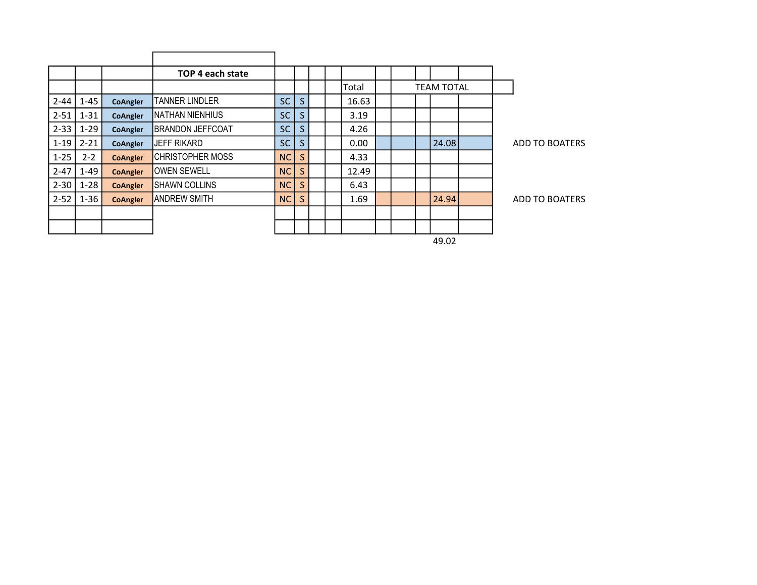| | | | TOP 4 each state | | | | | | | | | | | |
|---|---|---|---|---|---|---|---|---|---|---|---|---|---|---|
| | | | | | | | | Total | | TEAM TOTAL | | | | |
| 2-44 | 1-45 | CoAngler | TANNER LINDLER | SC | S | | | 16.63 | | | | | | |
| 2-51 | 1-31 | CoAngler | NATHAN NIENHIUS | SC | S | | | 3.19 | | | | | | |
| 2-33 | 1-29 | CoAngler | BRANDON JEFFCOAT | SC | S | | | 4.26 | | | | | | |
| 1-19 | 2-21 | CoAngler | JEFF RIKARD | SC | S | | | 0.00 | | | | 24.08 | | ADD TO BOATERS |
| 1-25 | 2-2 | CoAngler | CHRISTOPHER MOSS | NC | S | | | 4.33 | | | | | | |
| 2-47 | 1-49 | CoAngler | OWEN SEWELL | NC | S | | | 12.49 | | | | | | |
| 2-30 | 1-28 | CoAngler | SHAWN COLLINS | NC | S | | | 6.43 | | | | | | |
| 2-52 | 1-36 | CoAngler | ANDREW SMITH | NC | S | | | 1.69 | | | | 24.94 | | ADD TO BOATERS |
| | | | | | | | | | | | | | | |
| | | | | | | | | | | | | | | |
| | | | | | | | | | | | | 49.02 | | |